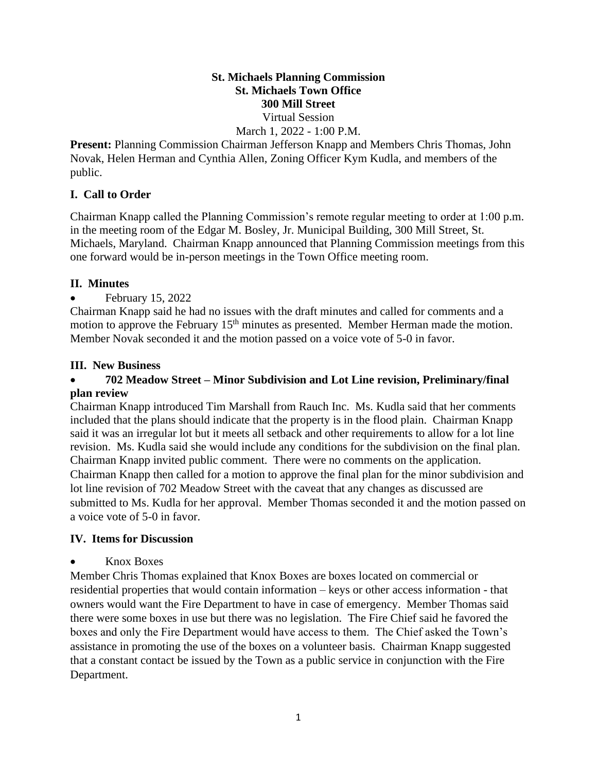**St. Michaels Planning Commission**
**St. Michaels Town Office**
**300 Mill Street**
Virtual Session
March 1, 2022 - 1:00 P.M.

**Present:** Planning Commission Chairman Jefferson Knapp and Members Chris Thomas, John Novak, Helen Herman and Cynthia Allen, Zoning Officer Kym Kudla, and members of the public.

## I. Call to Order

Chairman Knapp called the Planning Commission's remote regular meeting to order at 1:00 p.m. in the meeting room of the Edgar M. Bosley, Jr. Municipal Building, 300 Mill Street, St. Michaels, Maryland. Chairman Knapp announced that Planning Commission meetings from this one forward would be in-person meetings in the Town Office meeting room.

## II. Minutes

- February 15, 2022

Chairman Knapp said he had no issues with the draft minutes and called for comments and a motion to approve the February 15th minutes as presented. Member Herman made the motion. Member Novak seconded it and the motion passed on a voice vote of 5-0 in favor.

## III. New Business

- **702 Meadow Street – Minor Subdivision and Lot Line revision, Preliminary/final plan review**

Chairman Knapp introduced Tim Marshall from Rauch Inc. Ms. Kudla said that her comments included that the plans should indicate that the property is in the flood plain. Chairman Knapp said it was an irregular lot but it meets all setback and other requirements to allow for a lot line revision. Ms. Kudla said she would include any conditions for the subdivision on the final plan. Chairman Knapp invited public comment. There were no comments on the application. Chairman Knapp then called for a motion to approve the final plan for the minor subdivision and lot line revision of 702 Meadow Street with the caveat that any changes as discussed are submitted to Ms. Kudla for her approval. Member Thomas seconded it and the motion passed on a voice vote of 5-0 in favor.

## IV. Items for Discussion

- Knox Boxes

Member Chris Thomas explained that Knox Boxes are boxes located on commercial or residential properties that would contain information – keys or other access information - that owners would want the Fire Department to have in case of emergency. Member Thomas said there were some boxes in use but there was no legislation. The Fire Chief said he favored the boxes and only the Fire Department would have access to them. The Chief asked the Town's assistance in promoting the use of the boxes on a volunteer basis. Chairman Knapp suggested that a constant contact be issued by the Town as a public service in conjunction with the Fire Department.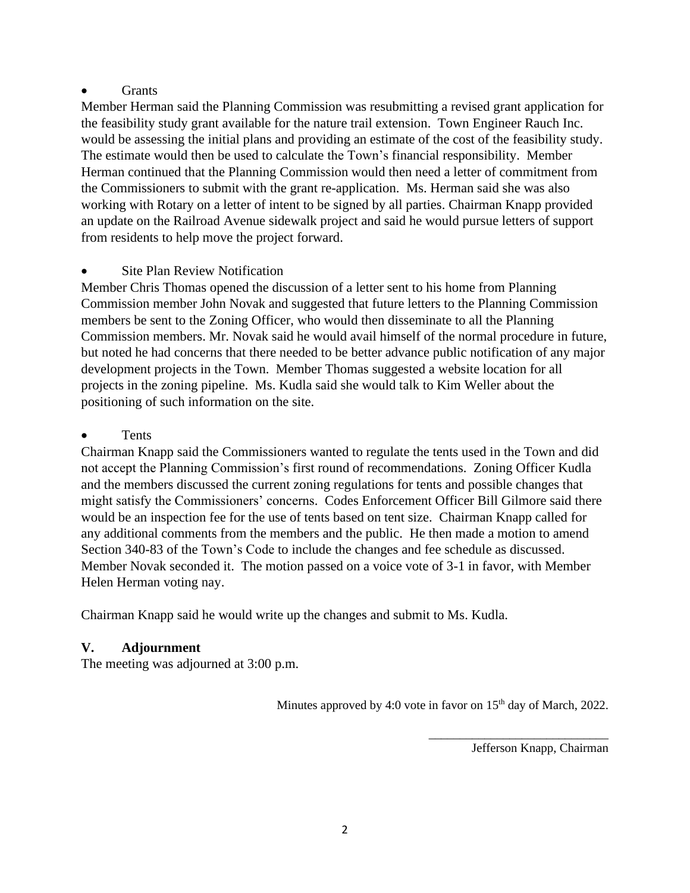- Grants

Member Herman said the Planning Commission was resubmitting a revised grant application for the feasibility study grant available for the nature trail extension. Town Engineer Rauch Inc. would be assessing the initial plans and providing an estimate of the cost of the feasibility study. The estimate would then be used to calculate the Town's financial responsibility. Member Herman continued that the Planning Commission would then need a letter of commitment from the Commissioners to submit with the grant re-application. Ms. Herman said she was also working with Rotary on a letter of intent to be signed by all parties. Chairman Knapp provided an update on the Railroad Avenue sidewalk project and said he would pursue letters of support from residents to help move the project forward.

- Site Plan Review Notification

Member Chris Thomas opened the discussion of a letter sent to his home from Planning Commission member John Novak and suggested that future letters to the Planning Commission members be sent to the Zoning Officer, who would then disseminate to all the Planning Commission members. Mr. Novak said he would avail himself of the normal procedure in future, but noted he had concerns that there needed to be better advance public notification of any major development projects in the Town. Member Thomas suggested a website location for all projects in the zoning pipeline. Ms. Kudla said she would talk to Kim Weller about the positioning of such information on the site.

- Tents

Chairman Knapp said the Commissioners wanted to regulate the tents used in the Town and did not accept the Planning Commission's first round of recommendations. Zoning Officer Kudla and the members discussed the current zoning regulations for tents and possible changes that might satisfy the Commissioners' concerns. Codes Enforcement Officer Bill Gilmore said there would be an inspection fee for the use of tents based on tent size. Chairman Knapp called for any additional comments from the members and the public. He then made a motion to amend Section 340-83 of the Town's Code to include the changes and fee schedule as discussed. Member Novak seconded it. The motion passed on a voice vote of 3-1 in favor, with Member Helen Herman voting nay.

Chairman Knapp said he would write up the changes and submit to Ms. Kudla.

## V. Adjournment

The meeting was adjourned at 3:00 p.m.

Minutes approved by 4:0 vote in favor on 15th day of March, 2022.

_____________________________

Jefferson Knapp, Chairman